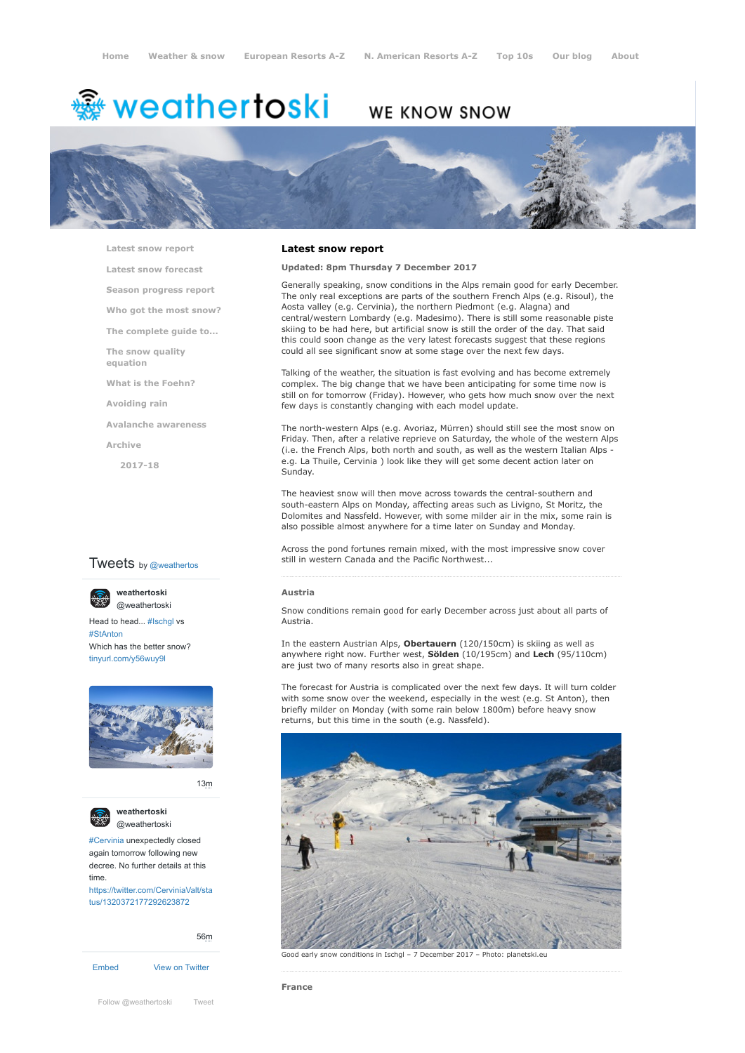Home | Weather & snow | European Resorts A-Z | N. American Resorts A-Z | Top 10s | Our blog | About

# weathertoski

WE KNOW SNOW

- Latest snow report
- Latest snow forecast
- Season progress report
- Who got the most snow?
- The complete guide to...
- The snow quality equation
- What is the Foehn?
- Avoiding rain
- Avalanche awareness
- Archive
  - 2017-18

## Latest snow report

**Updated: 8pm Thursday 7 December 2017**

Generally speaking, snow conditions in the Alps remain good for early December. The only real exceptions are parts of the southern French Alps (e.g. Risoul), the Aosta valley (e.g. Cervinia), the northern Piedmont (e.g. Alagna) and central/western Lombardy (e.g. Madesimo). There is still some reasonable piste skiing to be had here, but artificial snow is still the order of the day. That said this could soon change as the very latest forecasts suggest that these regions could all see significant snow at some stage over the next few days.

Talking of the weather, the situation is fast evolving and has become extremely complex. The big change that we have been anticipating for some time now is still on for tomorrow (Friday). However, who gets how much snow over the next few days is constantly changing with each model update.

The north-western Alps (e.g. Avoriaz, Mürren) should still see the most snow on Friday. Then, after a relative reprieve on Saturday, the whole of the western Alps (i.e. the French Alps, both north and south, as well as the western Italian Alps - e.g. La Thuile, Cervinia ) look like they will get some decent action later on Sunday.

The heaviest snow will then move across towards the central-southern and south-eastern Alps on Monday, affecting areas such as Livigno, St Moritz, the Dolomites and Nassfeld. However, with some milder air in the mix, some rain is also possible almost anywhere for a time later on Sunday and Monday.

Across the pond fortunes remain mixed, with the most impressive snow cover still in western Canada and the Pacific Northwest...

### Austria

Snow conditions remain good for early December across just about all parts of Austria.

In the eastern Austrian Alps, **Obertauern** (120/150cm) is skiing as well as anywhere right now. Further west, **Sölden** (10/195cm) and **Lech** (95/110cm) are just two of many resorts also in great shape.

The forecast for Austria is complicated over the next few days. It will turn colder with some snow over the weekend, especially in the west (e.g. St Anton), then briefly milder on Monday (with some rain below 1800m) before heavy snow returns, but this time in the south (e.g. Nassfeld).

Good early snow conditions in Ischgl – 7 December 2017 – Photo: planetski.eu

### France

Tweets by @weathertos

**weathertoski** @weathertoski

Head to head... #Ischgl vs #StAnton
Which has the better snow?
tinyurl.com/y56wuy9l

13m

**weathertoski** @weathertoski

#Cervinia unexpectedly closed again tomorrow following new decree. No further details at this time.
https://twitter.com/CerviniaValt/status/1320372177292623872

56m

Embed | View on Twitter

Follow @weathertoski | Tweet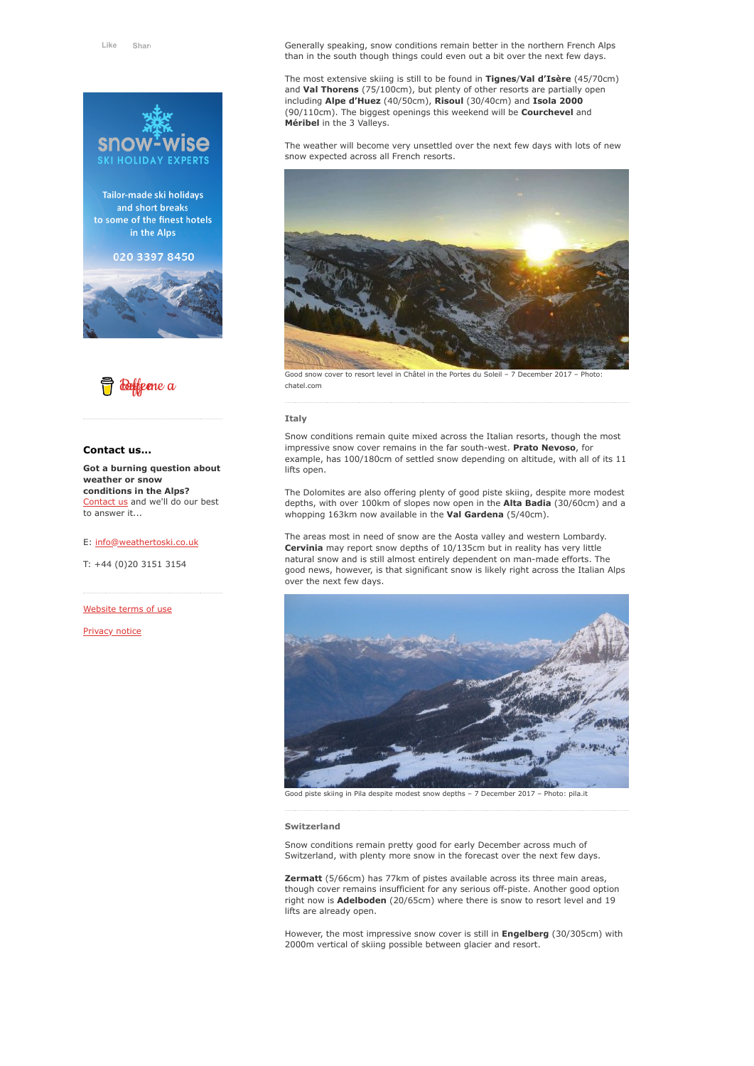Like Share

Tailor-made ski holidays and short breaks to some of the finest hotels in the Alps

020 3397 8450

Generally speaking, snow conditions remain better in the northern French Alps than in the south though things could even out a bit over the next few days.

The most extensive skiing is still to be found in **Tignes**/**Val d'Isère** (45/70cm) and **Val Thorens** (75/100cm), but plenty of other resorts are partially open including **Alpe d'Huez** (40/50cm), **Risoul** (30/40cm) and **Isola 2000** (90/110cm). The biggest openings this weekend will be **Courchevel** and **Méribel** in the 3 Valleys.

The weather will become very unsettled over the next few days with lots of new snow expected across all French resorts.

Good snow cover to resort level in Châtel in the Portes du Soleil – 7 December 2017 – Photo: chatel.com

### Italy

Snow conditions remain quite mixed across the Italian resorts, though the most impressive snow cover remains in the far south-west. **Prato Nevoso**, for example, has 100/180cm of settled snow depending on altitude, with all of its 11 lifts open.

The Dolomites are also offering plenty of good piste skiing, despite more modest depths, with over 100km of slopes now open in the **Alta Badia** (30/60cm) and a whopping 163km now available in the **Val Gardena** (5/40cm).

The areas most in need of snow are the Aosta valley and western Lombardy. **Cervinia** may report snow depths of 10/135cm but in reality has very little natural snow and is still almost entirely dependent on man-made efforts. The good news, however, is that significant snow is likely right across the Italian Alps over the next few days.

Good piste skiing in Pila despite modest snow depths – 7 December 2017 – Photo: pila.it

### Switzerland

Snow conditions remain pretty good for early December across much of Switzerland, with plenty more snow in the forecast over the next few days.

**Zermatt** (5/66cm) has 77km of pistes available across its three main areas, though cover remains insufficient for any serious off-piste. Another good option right now is **Adelboden** (20/65cm) where there is snow to resort level and 19 lifts are already open.

However, the most impressive snow cover is still in **Engelberg** (30/305cm) with 2000m vertical of skiing possible between glacier and resort.

### Contact us...

**Got a burning question about weather or snow conditions in the Alps?** Contact us and we'll do our best to answer it...

E: info@weathertoski.co.uk

T: +44 (0)20 3151 3154

Website terms of use

Privacy notice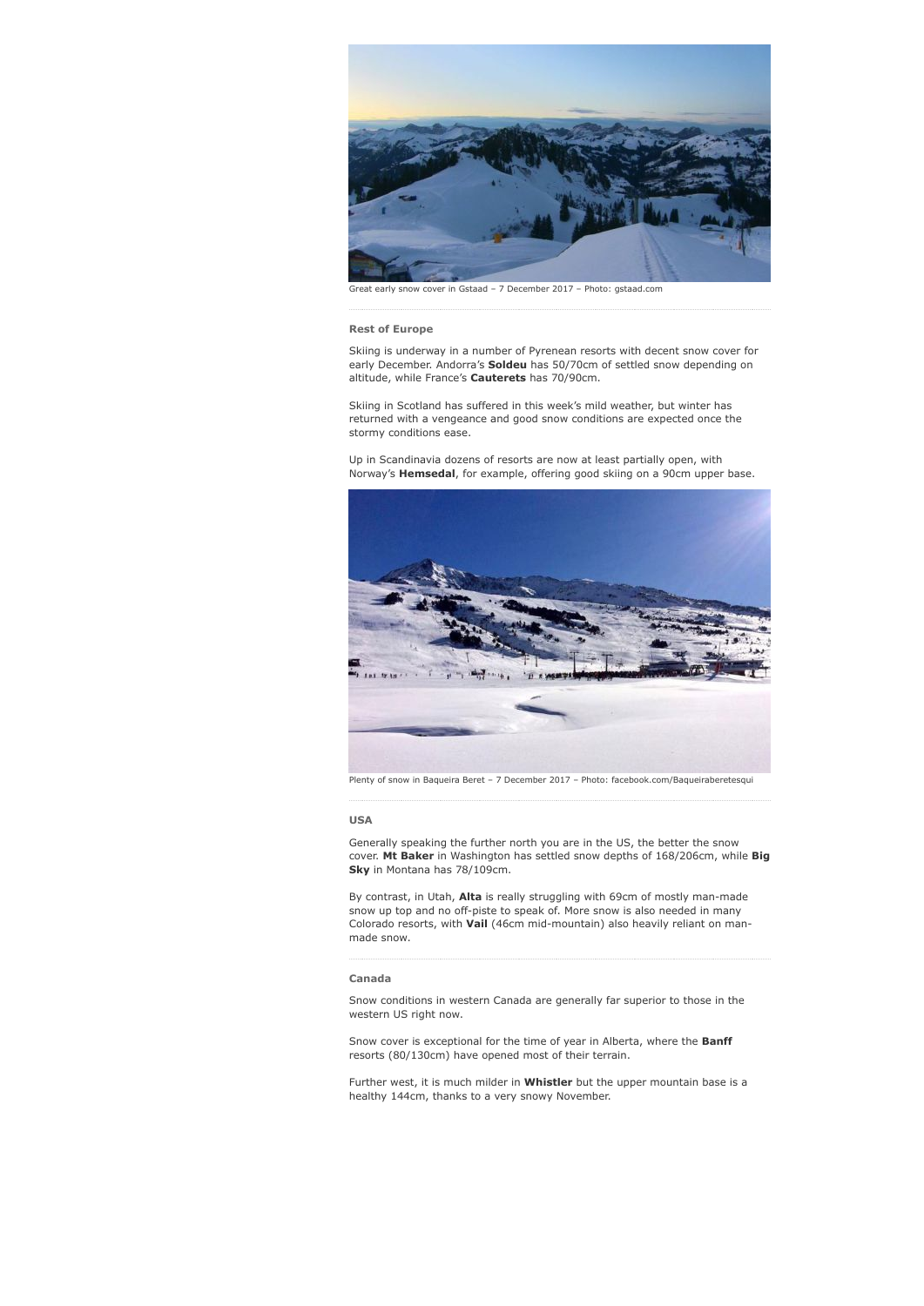Great early snow cover in Gstaad – 7 December 2017 – Photo: gstaad.com

### Rest of Europe

Skiing is underway in a number of Pyrenean resorts with decent snow cover for early December. Andorra's **Soldeu** has 50/70cm of settled snow depending on altitude, while France's **Cauterets** has 70/90cm.

Skiing in Scotland has suffered in this week's mild weather, but winter has returned with a vengeance and good snow conditions are expected once the stormy conditions ease.

Up in Scandinavia dozens of resorts are now at least partially open, with Norway's **Hemsedal**, for example, offering good skiing on a 90cm upper base.

Plenty of snow in Baqueira Beret – 7 December 2017 – Photo: facebook.com/Baqueiraberetesqui

### USA

Generally speaking the further north you are in the US, the better the snow cover. **Mt Baker** in Washington has settled snow depths of 168/206cm, while **Big Sky** in Montana has 78/109cm.

By contrast, in Utah, **Alta** is really struggling with 69cm of mostly man-made snow up top and no off-piste to speak of. More snow is also needed in many Colorado resorts, with **Vail** (46cm mid-mountain) also heavily reliant on man-made snow.

### Canada

Snow conditions in western Canada are generally far superior to those in the western US right now.

Snow cover is exceptional for the time of year in Alberta, where the **Banff** resorts (80/130cm) have opened most of their terrain.

Further west, it is much milder in **Whistler** but the upper mountain base is a healthy 144cm, thanks to a very snowy November.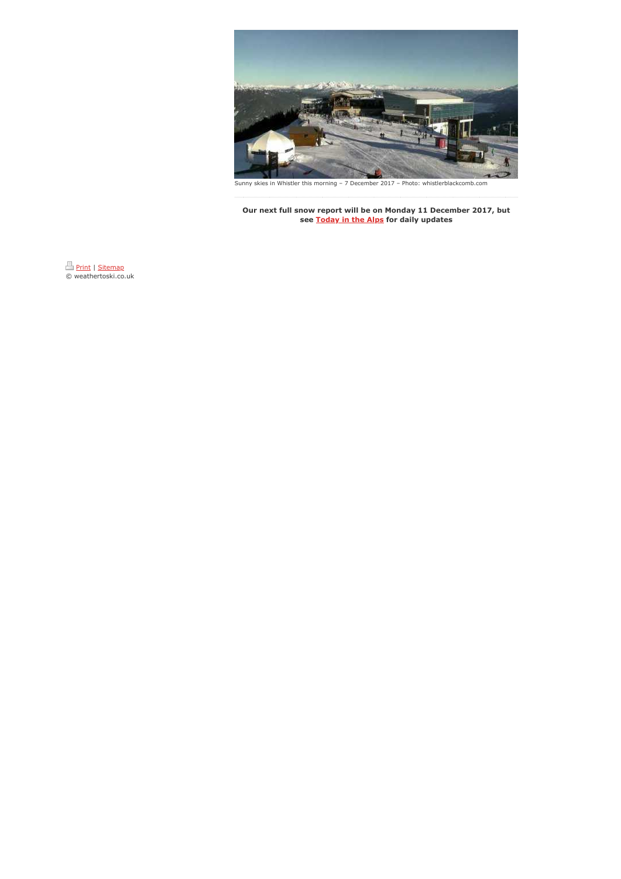Sunny skies in Whistler this morning – 7 December 2017 – Photo: whistlerblackcomb.com

**Our next full snow report will be on Monday 11 December 2017, but see Today in the Alps for daily updates**

Print | Sitemap
© weathertoski.co.uk